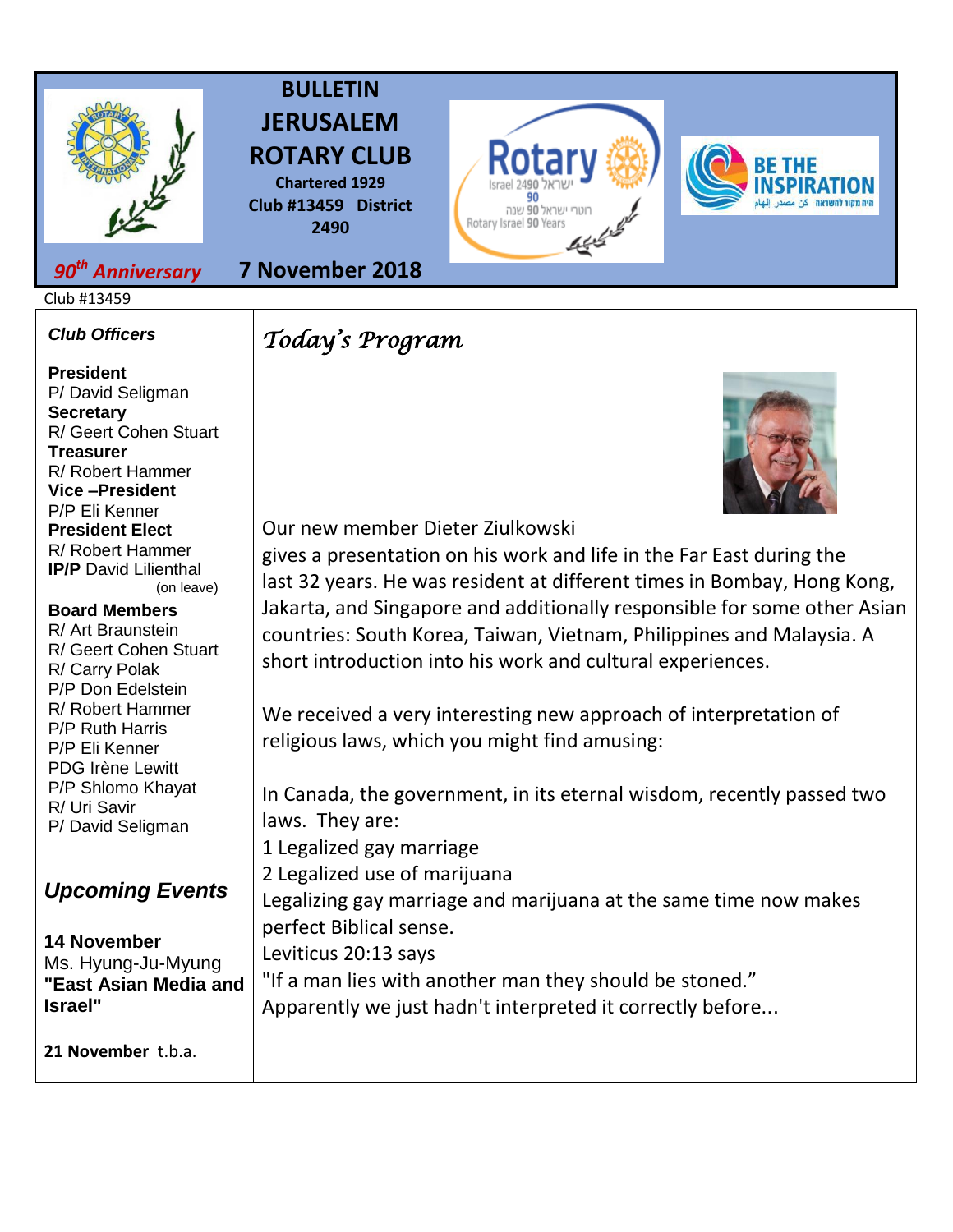# BULLETIN JERUSALEM ROTARY CLUB

**Chartered 1929**
**Club #13459 District 2490**

*90th Anniversary* **7 November 2018**

Club #13459

### *Club Officers*

**President**
P/ David Seligman
**Secretary**
R/ Geert Cohen Stuart
**Treasurer**
R/ Robert Hammer
**Vice –President**
P/P Eli Kenner
**President Elect**
R/ Robert Hammer
**IP/P** David Lilienthal (on leave)

**Board Members**
R/ Art Braunstein
R/ Geert Cohen Stuart
R/ Carry Polak
P/P Don Edelstein
R/ Robert Hammer
P/P Ruth Harris
P/P Eli Kenner
PDG Irène Lewitt
P/P Shlomo Khayat
R/ Uri Savir
P/ David Seligman

### *Upcoming Events*

**14 November**
Ms. Hyung-Ju-Myung
**"East Asian Media and Israel"**

**21 November** t.b.a.

## *Today's Program*

Our new member Dieter Ziulkowski
gives a presentation on his work and life in the Far East during the last 32 years. He was resident at different times in Bombay, Hong Kong, Jakarta, and Singapore and additionally responsible for some other Asian countries: South Korea, Taiwan, Vietnam, Philippines and Malaysia. A short introduction into his work and cultural experiences.

We received a very interesting new approach of interpretation of religious laws, which you might find amusing:

In Canada, the government, in its eternal wisdom, recently passed two laws. They are:
1 Legalized gay marriage
2 Legalized use of marijuana
Legalizing gay marriage and marijuana at the same time now makes perfect Biblical sense.
Leviticus 20:13 says
"If a man lies with another man they should be stoned."
Apparently we just hadn't interpreted it correctly before...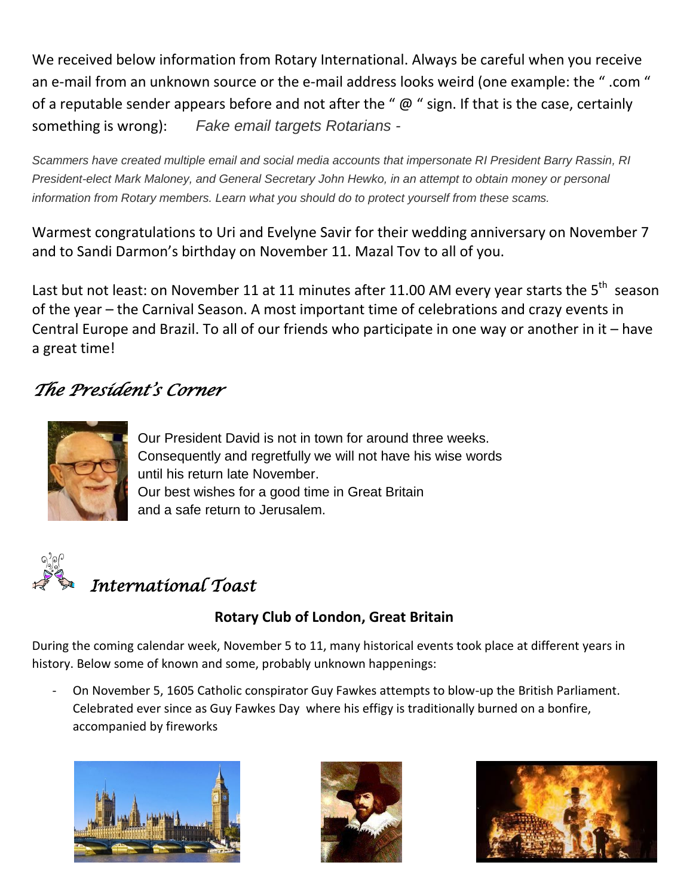We received below information from Rotary International. Always be careful when you receive an e-mail from an unknown source or the e-mail address looks weird (one example: the " .com " of a reputable sender appears before and not after the " @ " sign. If that is the case, certainly something is wrong): *Fake email targets Rotarians -*

*Scammers have created multiple email and social media accounts that impersonate RI President Barry Rassin, RI President-elect Mark Maloney, and General Secretary John Hewko, in an attempt to obtain money or personal information from Rotary members. Learn what you should do to protect yourself from these scams.*

Warmest congratulations to Uri and Evelyne Savir for their wedding anniversary on November 7 and to Sandi Darmon's birthday on November 11. Mazal Tov to all of you.

Last but not least: on November 11 at 11 minutes after 11.00 AM every year starts the 5th season of the year – the Carnival Season. A most important time of celebrations and crazy events in Central Europe and Brazil. To all of our friends who participate in one way or another in it – have a great time!

## *The President's Corner*

Our President David is not in town for around three weeks. Consequently and regretfully we will not have his wise words until his return late November.
Our best wishes for a good time in Great Britain and a safe return to Jerusalem.

## *International Toast*

**Rotary Club of London, Great Britain**

During the coming calendar week, November 5 to 11, many historical events took place at different years in history. Below some of known and some, probably unknown happenings:

- On November 5, 1605 Catholic conspirator Guy Fawkes attempts to blow-up the British Parliament. Celebrated ever since as Guy Fawkes Day where his effigy is traditionally burned on a bonfire, accompanied by fireworks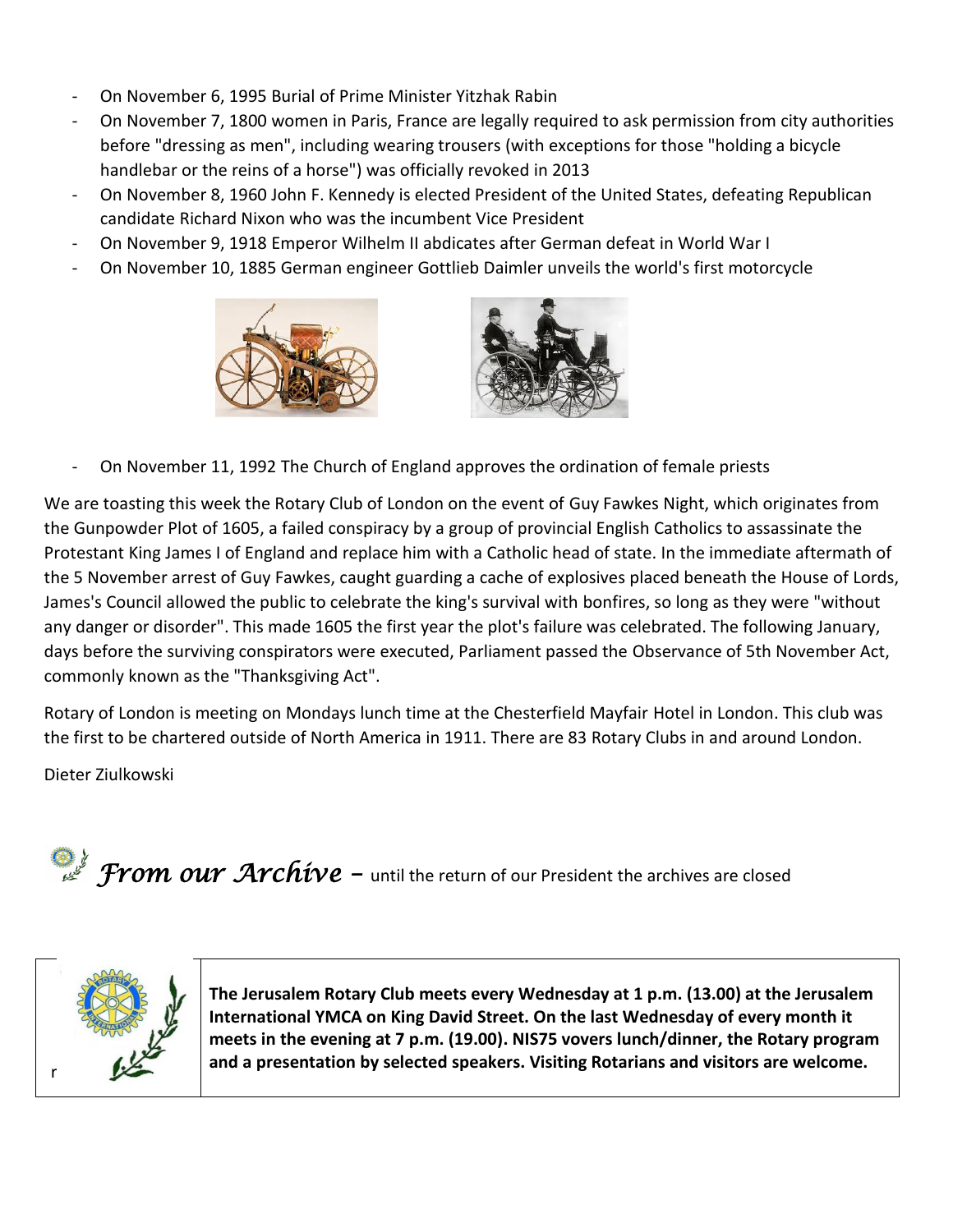- On November 6, 1995 Burial of Prime Minister Yitzhak Rabin
- On November 7, 1800 women in Paris, France are legally required to ask permission from city authorities before "dressing as men", including wearing trousers (with exceptions for those "holding a bicycle handlebar or the reins of a horse") was officially revoked in 2013
- On November 8, 1960 John F. Kennedy is elected President of the United States, defeating Republican candidate Richard Nixon who was the incumbent Vice President
- On November 9, 1918 Emperor Wilhelm II abdicates after German defeat in World War I
- On November 10, 1885 German engineer Gottlieb Daimler unveils the world's first motorcycle
- On November 11, 1992 The Church of England approves the ordination of female priests

We are toasting this week the Rotary Club of London on the event of Guy Fawkes Night, which originates from the Gunpowder Plot of 1605, a failed conspiracy by a group of provincial English Catholics to assassinate the Protestant King James I of England and replace him with a Catholic head of state. In the immediate aftermath of the 5 November arrest of Guy Fawkes, caught guarding a cache of explosives placed beneath the House of Lords, James's Council allowed the public to celebrate the king's survival with bonfires, so long as they were "without any danger or disorder". This made 1605 the first year the plot's failure was celebrated. The following January, days before the surviving conspirators were executed, Parliament passed the Observance of 5th November Act, commonly known as the "Thanksgiving Act".

Rotary of London is meeting on Mondays lunch time at the Chesterfield Mayfair Hotel in London. This club was the first to be chartered outside of North America in 1911. There are 83 Rotary Clubs in and around London.

Dieter Ziulkowski

## *From our Archive* – until the return of our President the archives are closed

**The Jerusalem Rotary Club meets every Wednesday at 1 p.m. (13.00) at the Jerusalem International YMCA on King David Street. On the last Wednesday of every month it meets in the evening at 7 p.m. (19.00). NIS75 vovers lunch/dinner, the Rotary program and a presentation by selected speakers. Visiting Rotarians and visitors are welcome.**